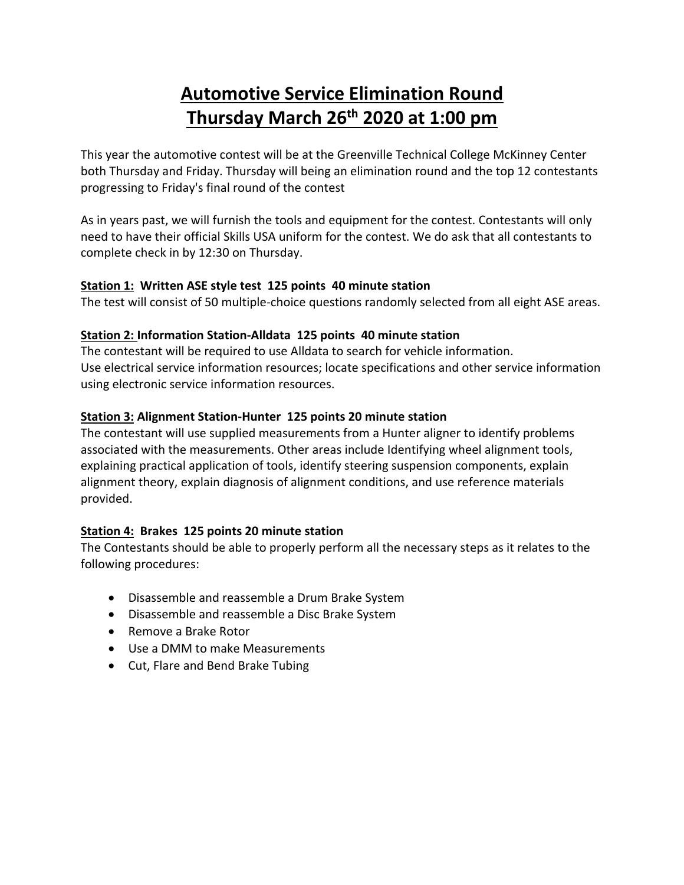# Automotive Service Elimination Round
# Thursday March 26th 2020 at 1:00 pm

This year the automotive contest will be at the Greenville Technical College McKinney Center both Thursday and Friday. Thursday will being an elimination round and the top 12 contestants progressing to Friday's final round of the contest

As in years past, we will furnish the tools and equipment for the contest. Contestants will only need to have their official Skills USA uniform for the contest. We do ask that all contestants to complete check in by 12:30 on Thursday.

**Station 1: Written ASE style test 125 points 40 minute station**

The test will consist of 50 multiple-choice questions randomly selected from all eight ASE areas.

**Station 2: Information Station-Alldata 125 points 40 minute station**

The contestant will be required to use Alldata to search for vehicle information.
Use electrical service information resources; locate specifications and other service information using electronic service information resources.

**Station 3: Alignment Station-Hunter 125 points 20 minute station**

The contestant will use supplied measurements from a Hunter aligner to identify problems associated with the measurements. Other areas include Identifying wheel alignment tools, explaining practical application of tools, identify steering suspension components, explain alignment theory, explain diagnosis of alignment conditions, and use reference materials provided.

**Station 4: Brakes 125 points 20 minute station**

The Contestants should be able to properly perform all the necessary steps as it relates to the following procedures:

- Disassemble and reassemble a Drum Brake System
- Disassemble and reassemble a Disc Brake System
- Remove a Brake Rotor
- Use a DMM to make Measurements
- Cut, Flare and Bend Brake Tubing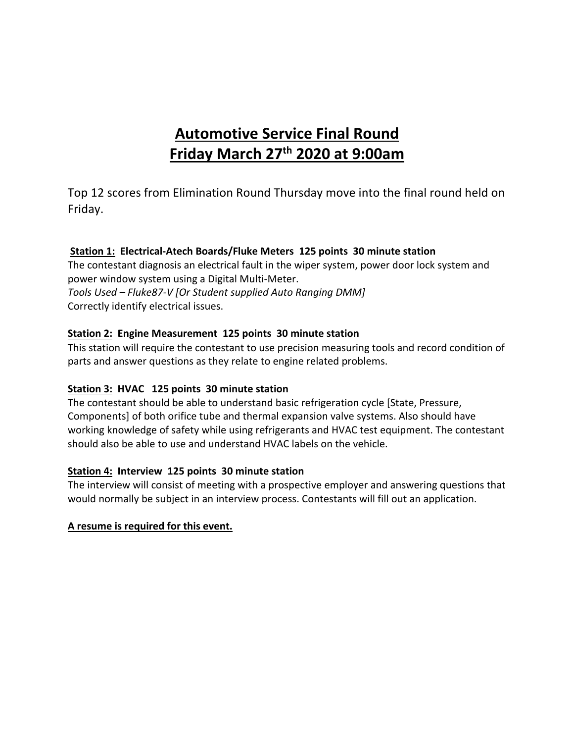# Automotive Service Final Round
# Friday March 27th 2020 at 9:00am

Top 12 scores from Elimination Round Thursday move into the final round held on Friday.

**Station 1: Electrical-Atech Boards/Fluke Meters 125 points 30 minute station**
The contestant diagnosis an electrical fault in the wiper system, power door lock system and power window system using a Digital Multi-Meter.
*Tools Used – Fluke87-V [Or Student supplied Auto Ranging DMM]*
Correctly identify electrical issues.

**Station 2: Engine Measurement 125 points 30 minute station**
This station will require the contestant to use precision measuring tools and record condition of parts and answer questions as they relate to engine related problems.

**Station 3: HVAC 125 points 30 minute station**
The contestant should be able to understand basic refrigeration cycle [State, Pressure, Components] of both orifice tube and thermal expansion valve systems. Also should have working knowledge of safety while using refrigerants and HVAC test equipment. The contestant should also be able to use and understand HVAC labels on the vehicle.

**Station 4: Interview 125 points 30 minute station**
The interview will consist of meeting with a prospective employer and answering questions that would normally be subject in an interview process. Contestants will fill out an application.

**A resume is required for this event.**